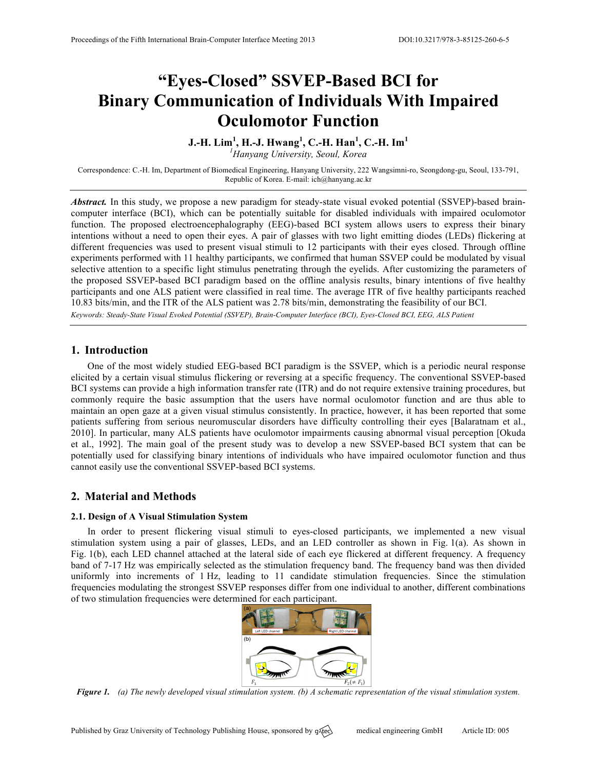# "Eyes-Closed" SSVEP-Based BCI for Binary Communication of Individuals With Impaired Oculomotor Function

**J.-H. Lim[1], H.-J. Hwang[1], C.-H. Han[1], C.-H. Im[1]**

[1] *Hanyang University, Seoul, Korea*

Correspondence: C.-H. Im, Department of Biomedical Engineering, Hanyang University, 222 Wangsimni-ro, Seongdong-gu, Seoul, 133-791, Republic of Korea. E-mail: ich@hanyang.ac.kr

***Abstract.*** In this study, we propose a new paradigm for steady-state visual evoked potential (SSVEP)-based brain-computer interface (BCI), which can be potentially suitable for disabled individuals with impaired oculomotor function. The proposed electroencephalography (EEG)-based BCI system allows users to express their binary intentions without a need to open their eyes. A pair of glasses with two light emitting diodes (LEDs) flickering at different frequencies was used to present visual stimuli to 12 participants with their eyes closed. Through offline experiments performed with 11 healthy participants, we confirmed that human SSVEP could be modulated by visual selective attention to a specific light stimulus penetrating through the eyelids. After customizing the parameters of the proposed SSVEP-based BCI paradigm based on the offline analysis results, binary intentions of five healthy participants and one ALS patient were classified in real time. The average ITR of five healthy participants reached 10.83 bits/min, and the ITR of the ALS patient was 2.78 bits/min, demonstrating the feasibility of our BCI.

*Keywords: Steady-State Visual Evoked Potential (SSVEP), Brain-Computer Interface (BCI), Eyes-Closed BCI, EEG, ALS Patient*

## 1. Introduction

One of the most widely studied EEG-based BCI paradigm is the SSVEP, which is a periodic neural response elicited by a certain visual stimulus flickering or reversing at a specific frequency. The conventional SSVEP-based BCI systems can provide a high information transfer rate (ITR) and do not require extensive training procedures, but commonly require the basic assumption that the users have normal oculomotor function and are thus able to maintain an open gaze at a given visual stimulus consistently. In practice, however, it has been reported that some patients suffering from serious neuromuscular disorders have difficulty controlling their eyes [Balaratnam et al., 2010]. In particular, many ALS patients have oculomotor impairments causing abnormal visual perception [Okuda et al., 1992]. The main goal of the present study was to develop a new SSVEP-based BCI system that can be potentially used for classifying binary intentions of individuals who have impaired oculomotor function and thus cannot easily use the conventional SSVEP-based BCI systems.

## 2. Material and Methods

### 2.1. Design of A Visual Stimulation System

In order to present flickering visual stimuli to eyes-closed participants, we implemented a new visual stimulation system using a pair of glasses, LEDs, and an LED controller as shown in Fig. 1(a). As shown in Fig. 1(b), each LED channel attached at the lateral side of each eye flickered at different frequency. A frequency band of 7-17 Hz was empirically selected as the stimulation frequency band. The frequency band was then divided uniformly into increments of 1 Hz, leading to 11 candidate stimulation frequencies. Since the stimulation frequencies modulating the strongest SSVEP responses differ from one individual to another, different combinations of two stimulation frequencies were determined for each participant.

***Figure 1.*** *(a) The newly developed visual stimulation system. (b) A schematic representation of the visual stimulation system.*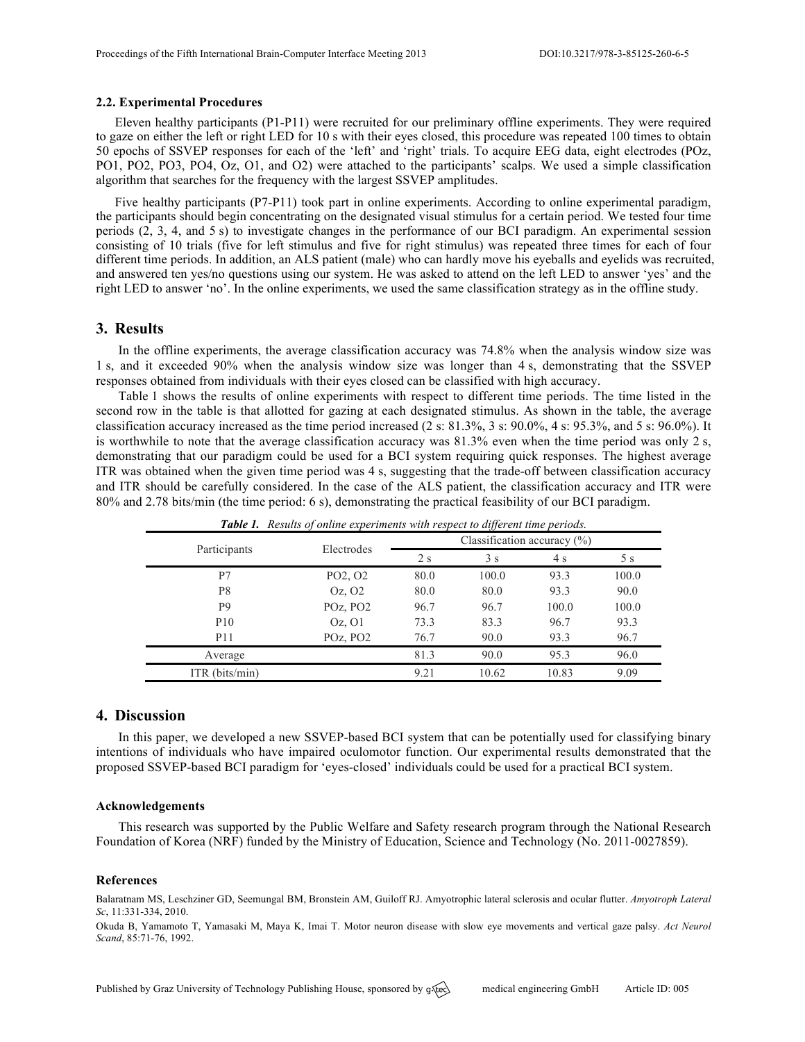### 2.2. Experimental Procedures

Eleven healthy participants (P1-P11) were recruited for our preliminary offline experiments. They were required to gaze on either the left or right LED for 10 s with their eyes closed, this procedure was repeated 100 times to obtain 50 epochs of SSVEP responses for each of the 'left' and 'right' trials. To acquire EEG data, eight electrodes (POz, PO1, PO2, PO3, PO4, Oz, O1, and O2) were attached to the participants' scalps. We used a simple classification algorithm that searches for the frequency with the largest SSVEP amplitudes.

Five healthy participants (P7-P11) took part in online experiments. According to online experimental paradigm, the participants should begin concentrating on the designated visual stimulus for a certain period. We tested four time periods (2, 3, 4, and 5 s) to investigate changes in the performance of our BCI paradigm. An experimental session consisting of 10 trials (five for left stimulus and five for right stimulus) was repeated three times for each of four different time periods. In addition, an ALS patient (male) who can hardly move his eyeballs and eyelids was recruited, and answered ten yes/no questions using our system. He was asked to attend on the left LED to answer 'yes' and the right LED to answer 'no'. In the online experiments, we used the same classification strategy as in the offline study.

## 3. Results

In the offline experiments, the average classification accuracy was 74.8% when the analysis window size was 1 s, and it exceeded 90% when the analysis window size was longer than 4 s, demonstrating that the SSVEP responses obtained from individuals with their eyes closed can be classified with high accuracy.

Table 1 shows the results of online experiments with respect to different time periods. The time listed in the second row in the table is that allotted for gazing at each designated stimulus. As shown in the table, the average classification accuracy increased as the time period increased (2 s: 81.3%, 3 s: 90.0%, 4 s: 95.3%, and 5 s: 96.0%). It is worthwhile to note that the average classification accuracy was 81.3% even when the time period was only 2 s, demonstrating that our paradigm could be used for a BCI system requiring quick responses. The highest average ITR was obtained when the given time period was 4 s, suggesting that the trade-off between classification accuracy and ITR should be carefully considered. In the case of the ALS patient, the classification accuracy and ITR were 80% and 2.78 bits/min (the time period: 6 s), demonstrating the practical feasibility of our BCI paradigm.

***Table 1.*** *Results of online experiments with respect to different time periods.*

| Participants | Electrodes | Classification accuracy (%) | | | |
|---|---|---|---|---|---|
| | | 2 s | 3 s | 4 s | 5 s |
| P7 | PO2, O2 | 80.0 | 100.0 | 93.3 | 100.0 |
| P8 | Oz, O2 | 80.0 | 80.0 | 93.3 | 90.0 |
| P9 | POz, PO2 | 96.7 | 96.7 | 100.0 | 100.0 |
| P10 | Oz, O1 | 73.3 | 83.3 | 96.7 | 93.3 |
| P11 | POz, PO2 | 76.7 | 90.0 | 93.3 | 96.7 |
| Average | | 81.3 | 90.0 | 95.3 | 96.0 |
| ITR (bits/min) | | 9.21 | 10.62 | 10.83 | 9.09 |

## 4. Discussion

In this paper, we developed a new SSVEP-based BCI system that can be potentially used for classifying binary intentions of individuals who have impaired oculomotor function. Our experimental results demonstrated that the proposed SSVEP-based BCI paradigm for 'eyes-closed' individuals could be used for a practical BCI system.

### Acknowledgements

This research was supported by the Public Welfare and Safety research program through the National Research Foundation of Korea (NRF) funded by the Ministry of Education, Science and Technology (No. 2011-0027859).

### References

Balaratnam MS, Leschziner GD, Seemungal BM, Bronstein AM, Guiloff RJ. Amyotrophic lateral sclerosis and ocular flutter. *Amyotroph Lateral Sc*, 11:331-334, 2010.

Okuda B, Yamamoto T, Yamasaki M, Maya K, Imai T. Motor neuron disease with slow eye movements and vertical gaze palsy. *Act Neurol Scand*, 85:71-76, 1992.